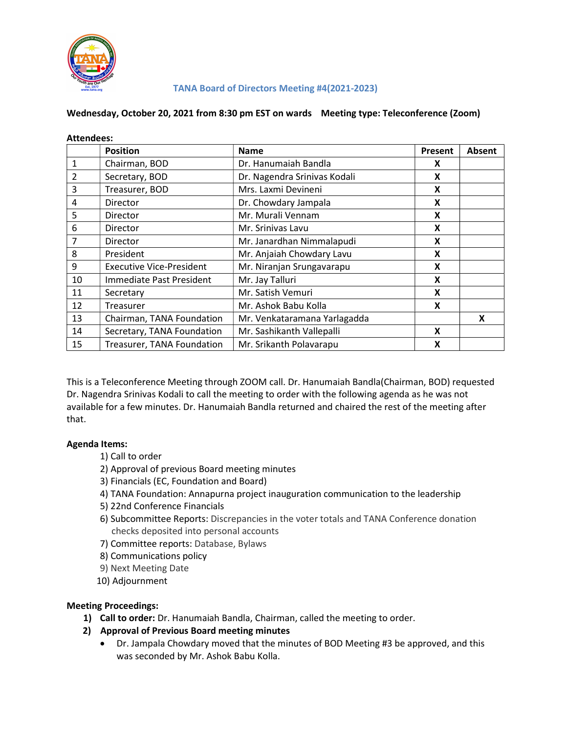### TANA Board of Directors Meeting #4(2021-2023)

**Wednesday, October 20, 2021 from 8:30 pm EST on wards    Meeting type: Teleconference (Zoom)**

**Attendees:**

| | Position | Name | Present | Absent |
|---|---|---|---|---|
| 1 | Chairman, BOD | Dr. Hanumaiah Bandla | X | |
| 2 | Secretary, BOD | Dr. Nagendra Srinivas Kodali | X | |
| 3 | Treasurer, BOD | Mrs. Laxmi Devineni | X | |
| 4 | Director | Dr. Chowdary Jampala | X | |
| 5 | Director | Mr. Murali Vennam | X | |
| 6 | Director | Mr. Srinivas Lavu | X | |
| 7 | Director | Mr. Janardhan Nimmalapudi | X | |
| 8 | President | Mr. Anjaiah Chowdary Lavu | X | |
| 9 | Executive Vice-President | Mr. Niranjan Srungavarapu | X | |
| 10 | Immediate Past President | Mr. Jay Talluri | X | |
| 11 | Secretary | Mr. Satish Vemuri | X | |
| 12 | Treasurer | Mr. Ashok Babu Kolla | X | |
| 13 | Chairman, TANA Foundation | Mr. Venkataramana Yarlagadda | | X |
| 14 | Secretary, TANA Foundation | Mr. Sashikanth Vallepalli | X | |
| 15 | Treasurer, TANA Foundation | Mr. Srikanth Polavarapu | X | |

This is a Teleconference Meeting through ZOOM call. Dr. Hanumaiah Bandla(Chairman, BOD) requested Dr. Nagendra Srinivas Kodali to call the meeting to order with the following agenda as he was not available for a few minutes. Dr. Hanumaiah Bandla returned and chaired the rest of the meeting after that.

**Agenda Items:**

1) Call to order
2) Approval of previous Board meeting minutes
3) Financials (EC, Foundation and Board)
4) TANA Foundation: Annapurna project inauguration communication to the leadership
5) 22nd Conference Financials
6) Subcommittee Reports: Discrepancies in the voter totals and TANA Conference donation checks deposited into personal accounts
7) Committee reports: Database, Bylaws
8) Communications policy
9) Next Meeting Date
10) Adjournment

**Meeting Proceedings:**

1) **Call to order:** Dr. Hanumaiah Bandla, Chairman, called the meeting to order.
2) **Approval of Previous Board meeting minutes**
   - Dr. Jampala Chowdary moved that the minutes of BOD Meeting #3 be approved, and this was seconded by Mr. Ashok Babu Kolla.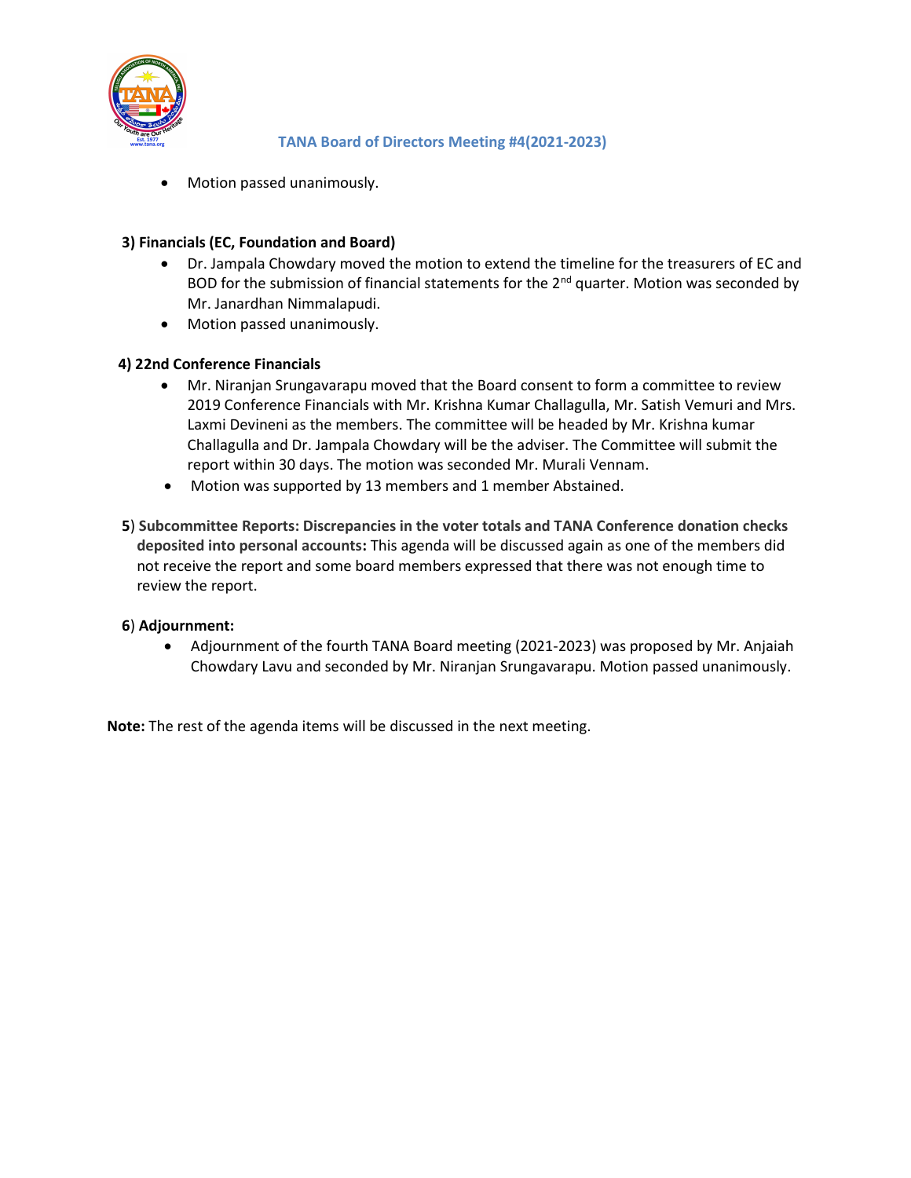- Motion passed unanimously.

**3) Financials (EC, Foundation and Board)**

- Dr. Jampala Chowdary moved the motion to extend the timeline for the treasurers of EC and BOD for the submission of financial statements for the 2nd quarter. Motion was seconded by Mr. Janardhan Nimmalapudi.
- Motion passed unanimously.

**4) 22nd Conference Financials**

- Mr. Niranjan Srungavarapu moved that the Board consent to form a committee to review 2019 Conference Financials with Mr. Krishna Kumar Challagulla, Mr. Satish Vemuri and Mrs. Laxmi Devineni as the members. The committee will be headed by Mr. Krishna kumar Challagulla and Dr. Jampala Chowdary will be the adviser. The Committee will submit the report within 30 days. The motion was seconded Mr. Murali Vennam.
- Motion was supported by 13 members and 1 member Abstained.

**5**) **Subcommittee Reports: Discrepancies in the voter totals and TANA Conference donation checks deposited into personal accounts:** This agenda will be discussed again as one of the members did not receive the report and some board members expressed that there was not enough time to review the report.

**6**) **Adjournment:**

- Adjournment of the fourth TANA Board meeting (2021-2023) was proposed by Mr. Anjaiah Chowdary Lavu and seconded by Mr. Niranjan Srungavarapu. Motion passed unanimously.

**Note:** The rest of the agenda items will be discussed in the next meeting.